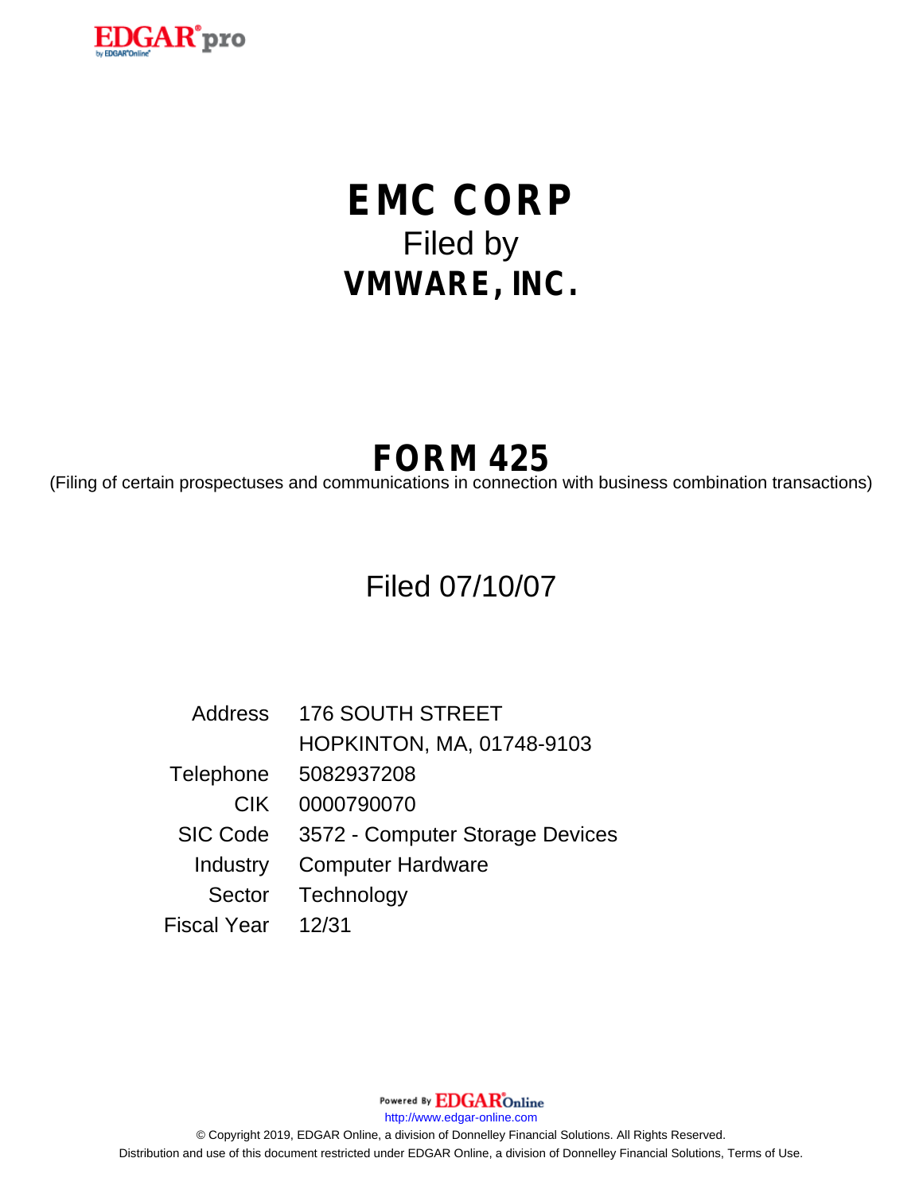# EMC CORP

Filed by

# VMWARE, INC.

# FORM 425

(Filing of certain prospectuses and communications in connection with business combination transactions)

Filed 07/10/07

| | |
|---|---|
| Address | 176 SOUTH STREET<br>HOPKINTON, MA, 01748-9103 |
| Telephone | 5082937208 |
| CIK | 0000790070 |
| SIC Code | 3572 - Computer Storage Devices |
| Industry | Computer Hardware |
| Sector | Technology |
| Fiscal Year | 12/31 |

Powered By EDGAR Online

http://www.edgar-online.com

© Copyright 2019, EDGAR Online, a division of Donnelley Financial Solutions. All Rights Reserved.

Distribution and use of this document restricted under EDGAR Online, a division of Donnelley Financial Solutions, Terms of Use.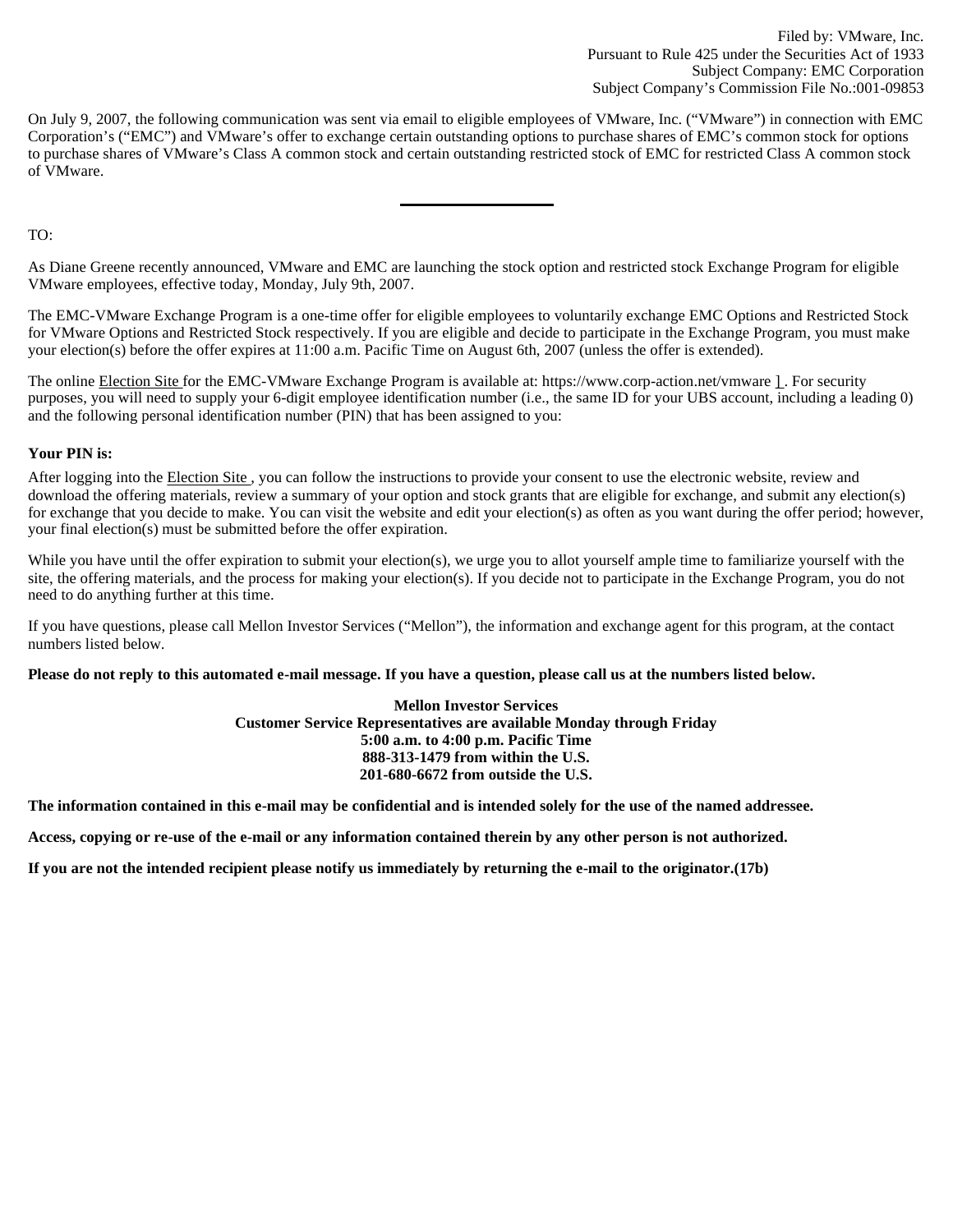Filed by: VMware, Inc.
Pursuant to Rule 425 under the Securities Act of 1933
Subject Company: EMC Corporation
Subject Company's Commission File No.:001-09853

On July 9, 2007, the following communication was sent via email to eligible employees of VMware, Inc. ("VMware") in connection with EMC Corporation's ("EMC") and VMware's offer to exchange certain outstanding options to purchase shares of EMC's common stock for options to purchase shares of VMware's Class A common stock and certain outstanding restricted stock of EMC for restricted Class A common stock of VMware.

---

TO:

As Diane Greene recently announced, VMware and EMC are launching the stock option and restricted stock Exchange Program for eligible VMware employees, effective today, Monday, July 9th, 2007.

The EMC-VMware Exchange Program is a one-time offer for eligible employees to voluntarily exchange EMC Options and Restricted Stock for VMware Options and Restricted Stock respectively. If you are eligible and decide to participate in the Exchange Program, you must make your election(s) before the offer expires at 11:00 a.m. Pacific Time on August 6th, 2007 (unless the offer is extended).

The online Election Site for the EMC-VMware Exchange Program is available at: https://www.corp-action.net/vmware ] . For security purposes, you will need to supply your 6-digit employee identification number (i.e., the same ID for your UBS account, including a leading 0) and the following personal identification number (PIN) that has been assigned to you:

**Your PIN is:**

After logging into the Election Site , you can follow the instructions to provide your consent to use the electronic website, review and download the offering materials, review a summary of your option and stock grants that are eligible for exchange, and submit any election(s) for exchange that you decide to make. You can visit the website and edit your election(s) as often as you want during the offer period; however, your final election(s) must be submitted before the offer expiration.

While you have until the offer expiration to submit your election(s), we urge you to allot yourself ample time to familiarize yourself with the site, the offering materials, and the process for making your election(s). If you decide not to participate in the Exchange Program, you do not need to do anything further at this time.

If you have questions, please call Mellon Investor Services ("Mellon"), the information and exchange agent for this program, at the contact numbers listed below.

**Please do not reply to this automated e-mail message. If you have a question, please call us at the numbers listed below.**

**Mellon Investor Services**
**Customer Service Representatives are available Monday through Friday**
**5:00 a.m. to 4:00 p.m. Pacific Time**
**888-313-1479 from within the U.S.**
**201-680-6672 from outside the U.S.**

**The information contained in this e-mail may be confidential and is intended solely for the use of the named addressee.**

**Access, copying or re-use of the e-mail or any information contained therein by any other person is not authorized.**

**If you are not the intended recipient please notify us immediately by returning the e-mail to the originator.(17b)**